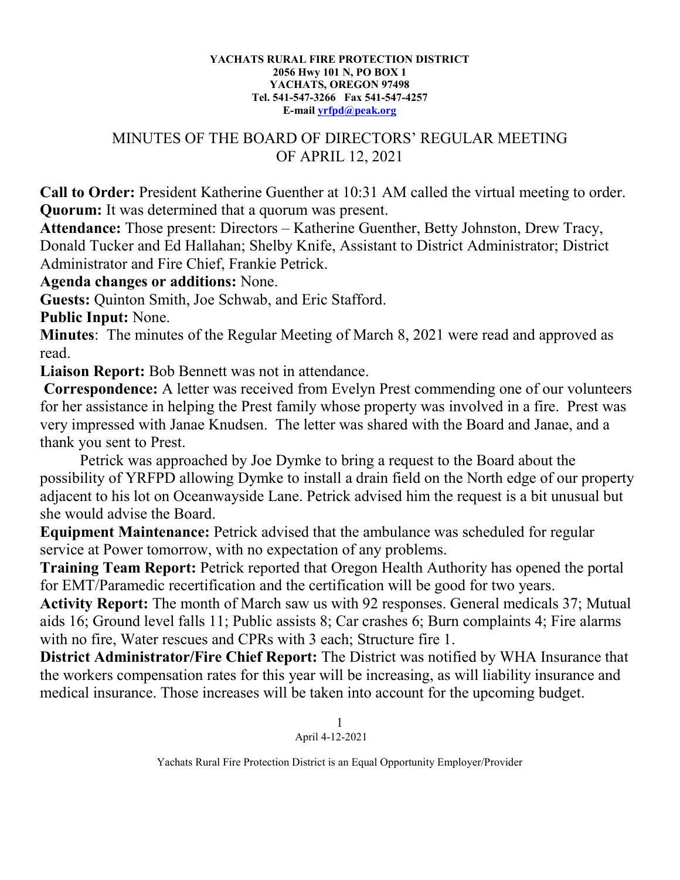**YACHATS RURAL FIRE PROTECTION DISTRICT**
**2056 Hwy 101 N, PO BOX 1**
**YACHATS, OREGON 97498**
**Tel. 541-547-3266 Fax 541-547-4257**
**E-mail yrfpd@peak.org**

# MINUTES OF THE BOARD OF DIRECTORS' REGULAR MEETING OF APRIL 12, 2021

**Call to Order:** President Katherine Guenther at 10:31 AM called the virtual meeting to order.
**Quorum:** It was determined that a quorum was present.
**Attendance:** Those present: Directors – Katherine Guenther, Betty Johnston, Drew Tracy, Donald Tucker and Ed Hallahan; Shelby Knife, Assistant to District Administrator; District Administrator and Fire Chief, Frankie Petrick.
**Agenda changes or additions:** None.
**Guests:** Quinton Smith, Joe Schwab, and Eric Stafford.
**Public Input:** None.
**Minutes**: The minutes of the Regular Meeting of March 8, 2021 were read and approved as read.
**Liaison Report:** Bob Bennett was not in attendance.
**Correspondence:** A letter was received from Evelyn Prest commending one of our volunteers for her assistance in helping the Prest family whose property was involved in a fire. Prest was very impressed with Janae Knudsen. The letter was shared with the Board and Janae, and a thank you sent to Prest.

Petrick was approached by Joe Dymke to bring a request to the Board about the possibility of YRFPD allowing Dymke to install a drain field on the North edge of our property adjacent to his lot on Oceanwayside Lane. Petrick advised him the request is a bit unusual but she would advise the Board.

**Equipment Maintenance:** Petrick advised that the ambulance was scheduled for regular service at Power tomorrow, with no expectation of any problems.
**Training Team Report:** Petrick reported that Oregon Health Authority has opened the portal for EMT/Paramedic recertification and the certification will be good for two years.
**Activity Report:** The month of March saw us with 92 responses. General medicals 37; Mutual aids 16; Ground level falls 11; Public assists 8; Car crashes 6; Burn complaints 4; Fire alarms with no fire, Water rescues and CPRs with 3 each; Structure fire 1.
**District Administrator/Fire Chief Report:** The District was notified by WHA Insurance that the workers compensation rates for this year will be increasing, as will liability insurance and medical insurance. Those increases will be taken into account for the upcoming budget.

Yachats Rural Fire Protection District is an Equal Opportunity Employer/Provider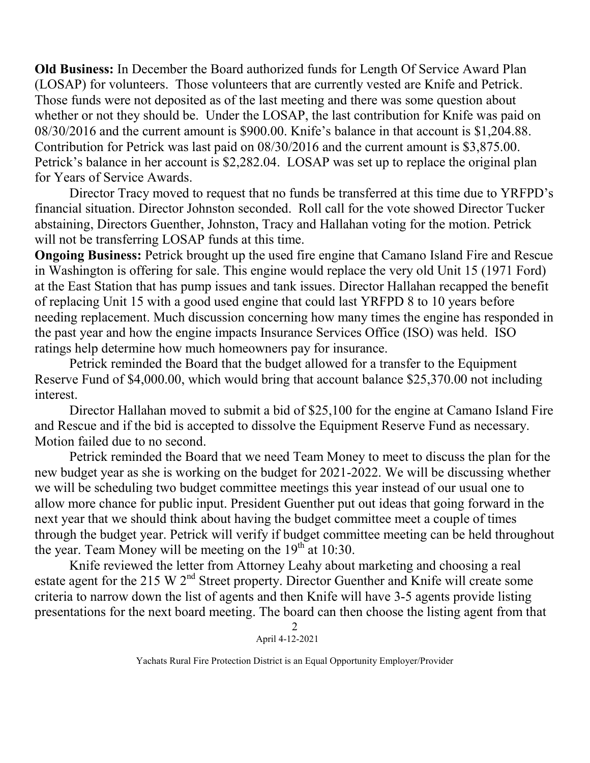**Old Business:** In December the Board authorized funds for Length Of Service Award Plan (LOSAP) for volunteers. Those volunteers that are currently vested are Knife and Petrick. Those funds were not deposited as of the last meeting and there was some question about whether or not they should be. Under the LOSAP, the last contribution for Knife was paid on 08/30/2016 and the current amount is \$900.00. Knife's balance in that account is \$1,204.88. Contribution for Petrick was last paid on 08/30/2016 and the current amount is \$3,875.00. Petrick's balance in her account is \$2,282.04. LOSAP was set up to replace the original plan for Years of Service Awards.

Director Tracy moved to request that no funds be transferred at this time due to YRFPD's financial situation. Director Johnston seconded. Roll call for the vote showed Director Tucker abstaining, Directors Guenther, Johnston, Tracy and Hallahan voting for the motion. Petrick will not be transferring LOSAP funds at this time.

**Ongoing Business:** Petrick brought up the used fire engine that Camano Island Fire and Rescue in Washington is offering for sale. This engine would replace the very old Unit 15 (1971 Ford) at the East Station that has pump issues and tank issues. Director Hallahan recapped the benefit of replacing Unit 15 with a good used engine that could last YRFPD 8 to 10 years before needing replacement. Much discussion concerning how many times the engine has responded in the past year and how the engine impacts Insurance Services Office (ISO) was held. ISO ratings help determine how much homeowners pay for insurance.

Petrick reminded the Board that the budget allowed for a transfer to the Equipment Reserve Fund of \$4,000.00, which would bring that account balance \$25,370.00 not including interest.

Director Hallahan moved to submit a bid of \$25,100 for the engine at Camano Island Fire and Rescue and if the bid is accepted to dissolve the Equipment Reserve Fund as necessary. Motion failed due to no second.

Petrick reminded the Board that we need Team Money to meet to discuss the plan for the new budget year as she is working on the budget for 2021-2022. We will be discussing whether we will be scheduling two budget committee meetings this year instead of our usual one to allow more chance for public input. President Guenther put out ideas that going forward in the next year that we should think about having the budget committee meet a couple of times through the budget year. Petrick will verify if budget committee meeting can be held throughout the year. Team Money will be meeting on the 19th at 10:30.

Knife reviewed the letter from Attorney Leahy about marketing and choosing a real estate agent for the 215 W 2nd Street property. Director Guenther and Knife will create some criteria to narrow down the list of agents and then Knife will have 3-5 agents provide listing presentations for the next board meeting. The board can then choose the listing agent from that

April 4-12-2021

Yachats Rural Fire Protection District is an Equal Opportunity Employer/Provider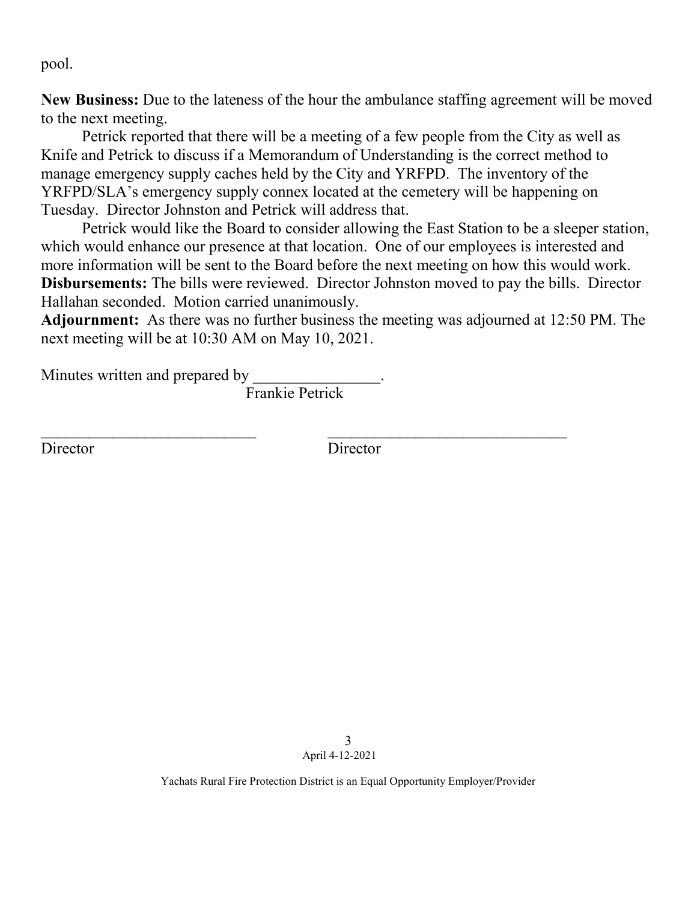pool.

**New Business:** Due to the lateness of the hour the ambulance staffing agreement will be moved to the next meeting.

Petrick reported that there will be a meeting of a few people from the City as well as Knife and Petrick to discuss if a Memorandum of Understanding is the correct method to manage emergency supply caches held by the City and YRFPD. The inventory of the YRFPD/SLA's emergency supply connex located at the cemetery will be happening on Tuesday. Director Johnston and Petrick will address that.

Petrick would like the Board to consider allowing the East Station to be a sleeper station, which would enhance our presence at that location. One of our employees is interested and more information will be sent to the Board before the next meeting on how this would work.

**Disbursements:** The bills were reviewed. Director Johnston moved to pay the bills. Director Hallahan seconded. Motion carried unanimously.

**Adjournment:** As there was no further business the meeting was adjourned at 12:50 PM. The next meeting will be at 10:30 AM on May 10, 2021.

Minutes written and prepared by ________________.
Frankie Petrick

___________________________ ______________________________
Director Director

April 4-12-2021

Yachats Rural Fire Protection District is an Equal Opportunity Employer/Provider